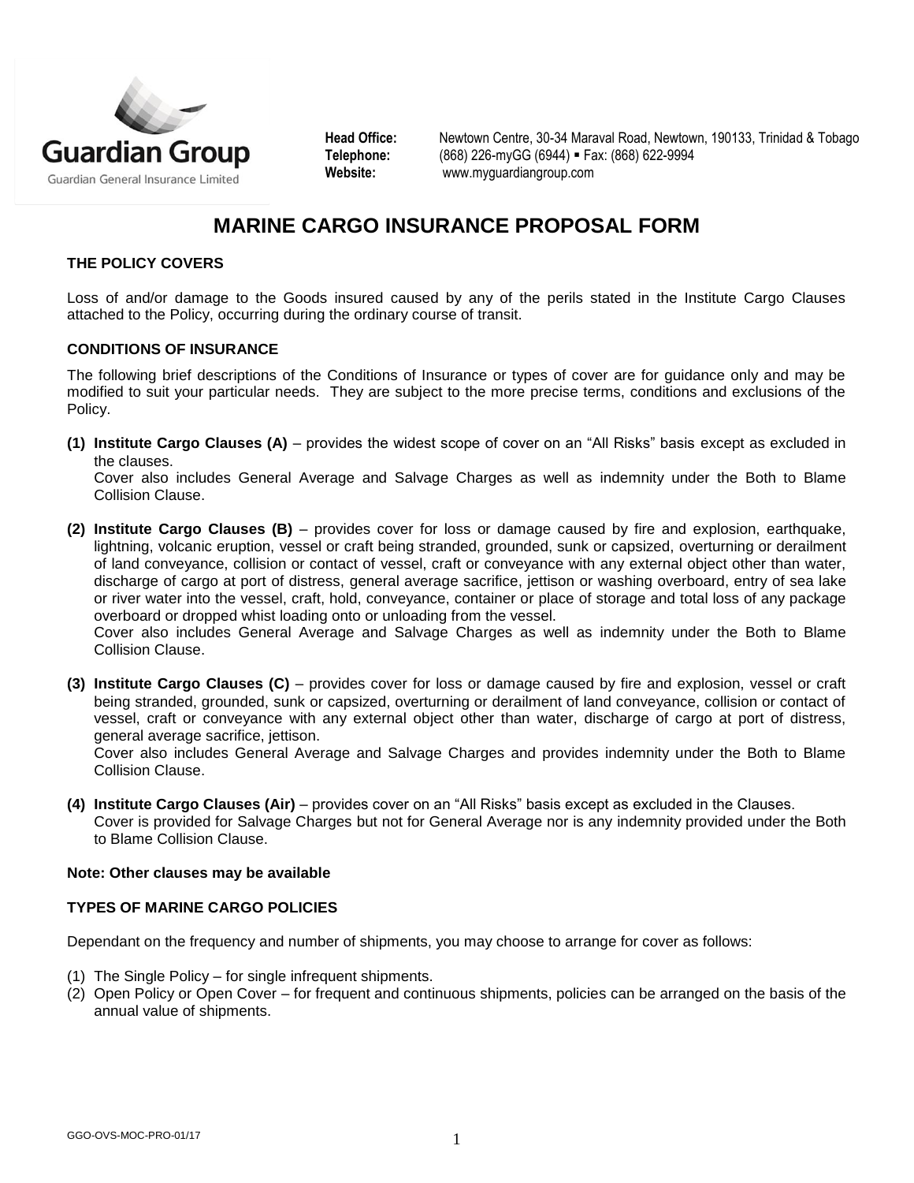**Guardian Group**
Guardian General Insurance Limited

**Head Office:** Newtown Centre, 30-34 Maraval Road, Newtown, 190133, Trinidad & Tobago
**Telephone:** (868) 226-myGG (6944) ▪ Fax: (868) 622-9994
**Website:** www.myguardiangroup.com

# MARINE CARGO INSURANCE PROPOSAL FORM

### THE POLICY COVERS

Loss of and/or damage to the Goods insured caused by any of the perils stated in the Institute Cargo Clauses attached to the Policy, occurring during the ordinary course of transit.

### CONDITIONS OF INSURANCE

The following brief descriptions of the Conditions of Insurance or types of cover are for guidance only and may be modified to suit your particular needs. They are subject to the more precise terms, conditions and exclusions of the Policy.

**(1) Institute Cargo Clauses (A)** – provides the widest scope of cover on an "All Risks" basis except as excluded in the clauses.
Cover also includes General Average and Salvage Charges as well as indemnity under the Both to Blame Collision Clause.

**(2) Institute Cargo Clauses (B)** – provides cover for loss or damage caused by fire and explosion, earthquake, lightning, volcanic eruption, vessel or craft being stranded, grounded, sunk or capsized, overturning or derailment of land conveyance, collision or contact of vessel, craft or conveyance with any external object other than water, discharge of cargo at port of distress, general average sacrifice, jettison or washing overboard, entry of sea lake or river water into the vessel, craft, hold, conveyance, container or place of storage and total loss of any package overboard or dropped whist loading onto or unloading from the vessel.
Cover also includes General Average and Salvage Charges as well as indemnity under the Both to Blame Collision Clause.

**(3) Institute Cargo Clauses (C)** – provides cover for loss or damage caused by fire and explosion, vessel or craft being stranded, grounded, sunk or capsized, overturning or derailment of land conveyance, collision or contact of vessel, craft or conveyance with any external object other than water, discharge of cargo at port of distress, general average sacrifice, jettison.
Cover also includes General Average and Salvage Charges and provides indemnity under the Both to Blame Collision Clause.

**(4) Institute Cargo Clauses (Air)** – provides cover on an "All Risks" basis except as excluded in the Clauses.
Cover is provided for Salvage Charges but not for General Average nor is any indemnity provided under the Both to Blame Collision Clause.

**Note: Other clauses may be available**

### TYPES OF MARINE CARGO POLICIES

Dependant on the frequency and number of shipments, you may choose to arrange for cover as follows:

(1) The Single Policy – for single infrequent shipments.
(2) Open Policy or Open Cover – for frequent and continuous shipments, policies can be arranged on the basis of the annual value of shipments.

GGO-OVS-MOC-PRO-01/17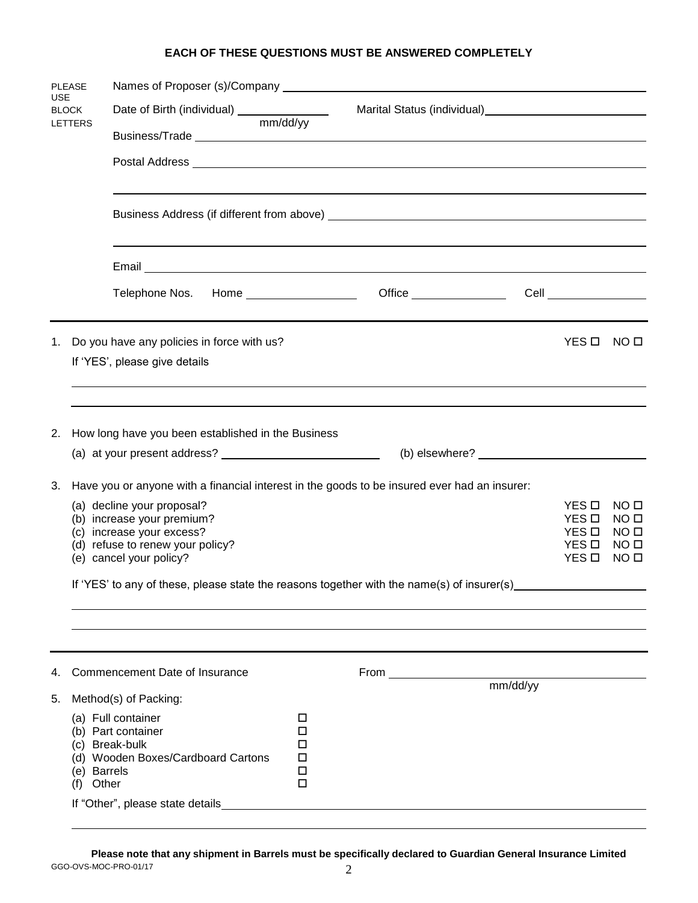**EACH OF THESE QUESTIONS MUST BE ANSWERED COMPLETELY**

PLEASE USE BLOCK LETTERS

Names of Proposer (s)/Company ____________________________________________

Date of Birth (individual) ______________ mm/dd/yy    Marital Status (individual) ______________________

Business/Trade ____________________________________________

Postal Address ____________________________________________

____________________________________________

Business Address (if different from above) ____________________________________________

____________________________________________

Email ____________________________________________

Telephone Nos.    Home ________________    Office ______________    Cell ______________

---

1. Do you have any policies in force with us? YES ☐ NO ☐

   If 'YES', please give details

   ____________________________________________

   ____________________________________________

2. How long have you been established in the Business

   (a) at your present address? ______________________    (b) elsewhere? ______________________

3. Have you or anyone with a financial interest in the goods to be insured ever had an insurer:

   (a) decline your proposal? YES ☐ NO ☐
   (b) increase your premium? YES ☐ NO ☐
   (c) increase your excess? YES ☐ NO ☐
   (d) refuse to renew your policy? YES ☐ NO ☐
   (e) cancel your policy? YES ☐ NO ☐

   If 'YES' to any of these, please state the reasons together with the name(s) of insurer(s) ____________________

   ____________________________________________

   ____________________________________________

---

4. Commencement Date of Insurance    From ______________________ mm/dd/yy

5. Method(s) of Packing:

   (a) Full container ☐
   (b) Part container ☐
   (c) Break-bulk ☐
   (d) Wooden Boxes/Cardboard Cartons ☐
   (e) Barrels ☐
   (f) Other ☐

   If "Other", please state details ____________________________________________

   ____________________________________________

**Please note that any shipment in Barrels must be specifically declared to Guardian General Insurance Limited**

GGO-OVS-MOC-PRO-01/17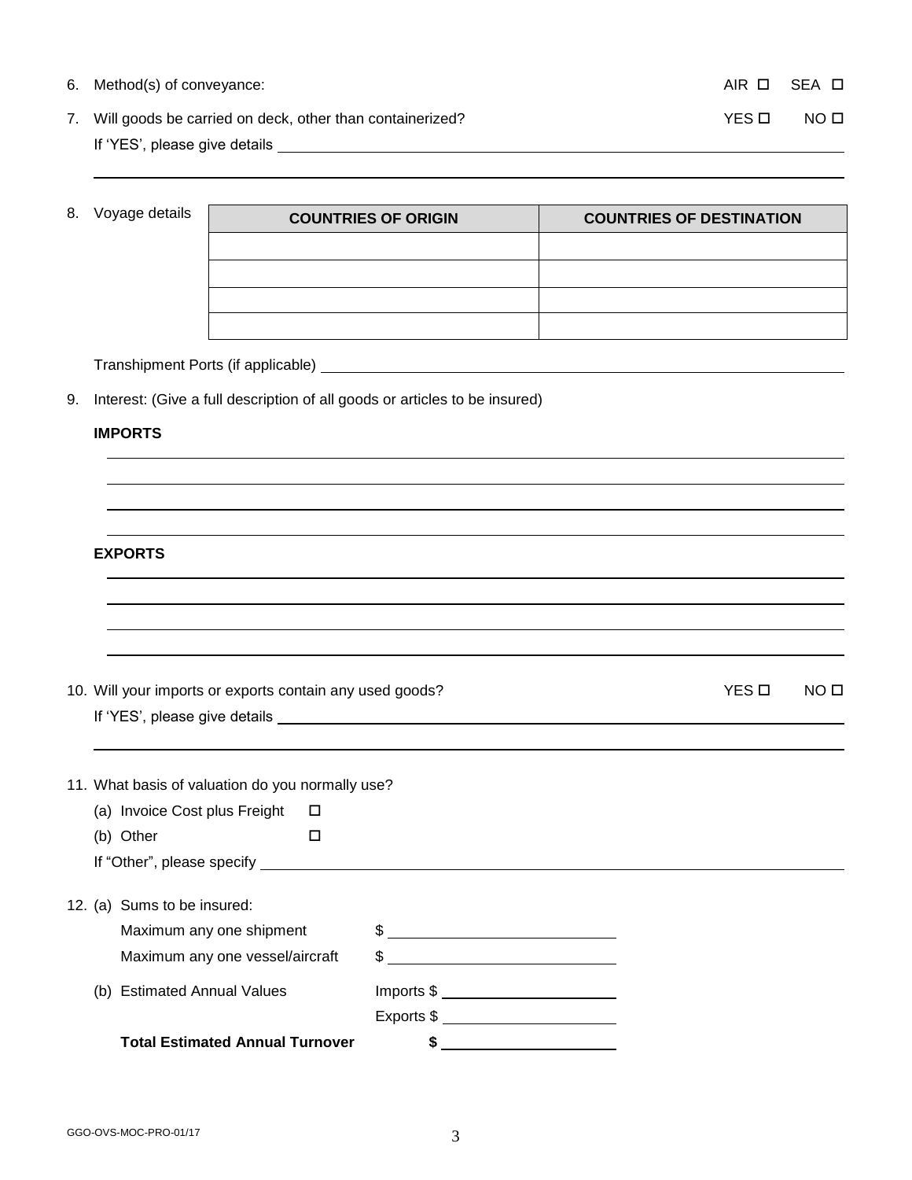6. Method(s) of conveyance: AIR ☐ SEA ☐

7. Will goods be carried on deck, other than containerized? YES ☐ NO ☐

   If 'YES', please give details ______________________________

   ______________________________

8. Voyage details

| COUNTRIES OF ORIGIN | COUNTRIES OF DESTINATION |
|---|---|
| | |
| | |
| | |
| | |

   Transhipment Ports (if applicable) ______________________________

9. Interest: (Give a full description of all goods or articles to be insured)

   **IMPORTS**

   ______________________________

   ______________________________

   ______________________________

   ______________________________

   **EXPORTS**

   ______________________________

   ______________________________

   ______________________________

   ______________________________

10. Will your imports or exports contain any used goods? YES ☐ NO ☐

    If 'YES', please give details ______________________________

    ______________________________

11. What basis of valuation do you normally use?

    (a) Invoice Cost plus Freight ☐

    (b) Other ☐

    If "Other", please specify ______________________________

12. (a) Sums to be insured:

    Maximum any one shipment $ ______________

    Maximum any one vessel/aircraft $ ______________

    (b) Estimated Annual Values Imports $ ______________

    Exports $ ______________

    **Total Estimated Annual Turnover $** ______________

GGO-OVS-MOC-PRO-01/17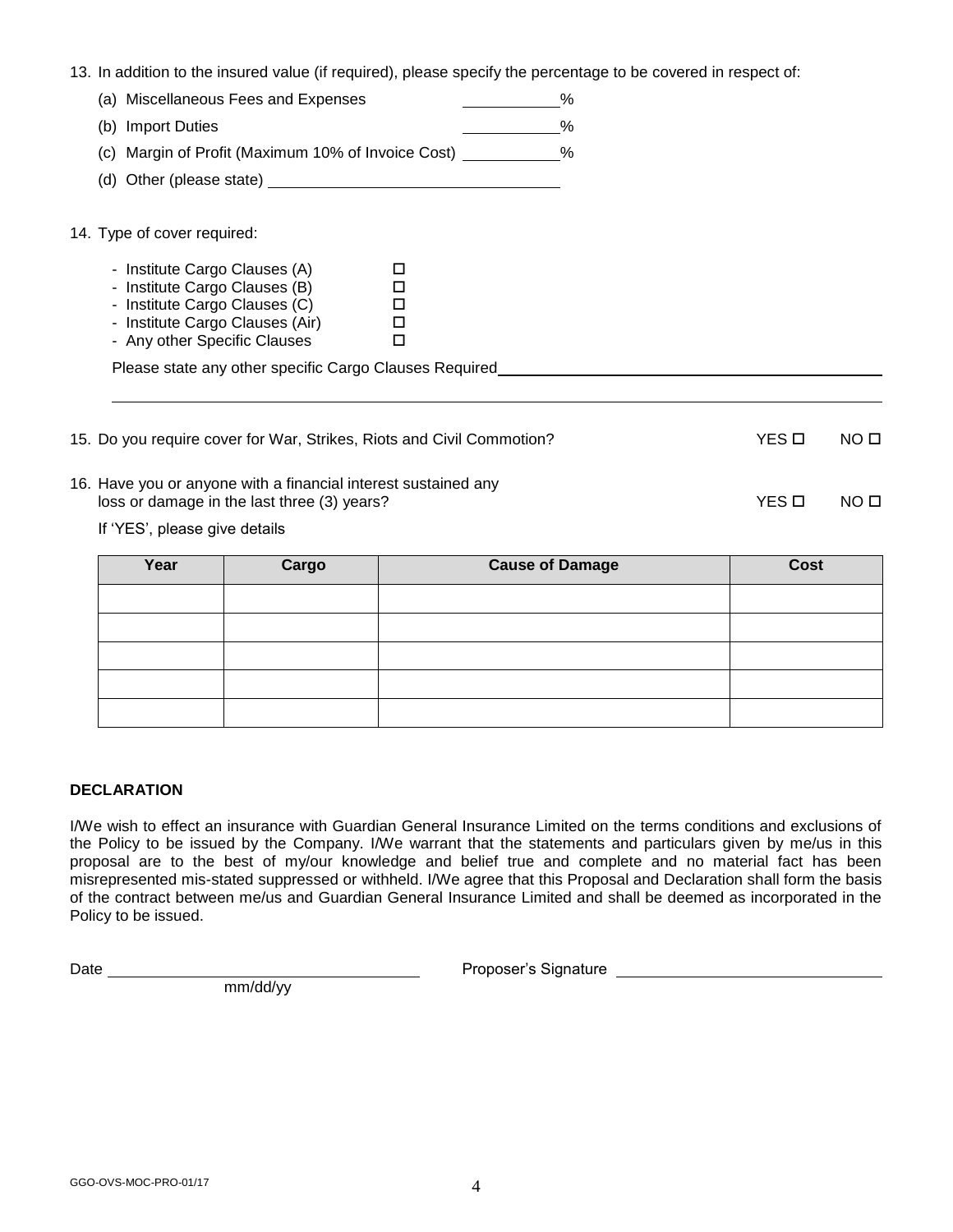13. In addition to the insured value (if required), please specify the percentage to be covered in respect of:

    (a) Miscellaneous Fees and Expenses ____________%

    (b) Import Duties ____________%

    (c) Margin of Profit (Maximum 10% of Invoice Cost) ____________%

    (d) Other (please state) ____________________________________

14. Type of cover required:

    - Institute Cargo Clauses (A) ☐
    - Institute Cargo Clauses (B) ☐
    - Institute Cargo Clauses (C) ☐
    - Institute Cargo Clauses (Air) ☐
    - Any other Specific Clauses ☐

    Please state any other specific Cargo Clauses Required ____________________________________

    ____________________________________________________________________________

15. Do you require cover for War, Strikes, Riots and Civil Commotion? YES ☐ NO ☐

16. Have you or anyone with a financial interest sustained any loss or damage in the last three (3) years? YES ☐ NO ☐

    If 'YES', please give details

| Year | Cargo | Cause of Damage | Cost |
|---|---|---|---|
| | | | |
| | | | |
| | | | |
| | | | |
| | | | |

**DECLARATION**

I/We wish to effect an insurance with Guardian General Insurance Limited on the terms conditions and exclusions of the Policy to be issued by the Company. I/We warrant that the statements and particulars given by me/us in this proposal are to the best of my/our knowledge and belief true and complete and no material fact has been misrepresented mis-stated suppressed or withheld. I/We agree that this Proposal and Declaration shall form the basis of the contract between me/us and Guardian General Insurance Limited and shall be deemed as incorporated in the Policy to be issued.

Date ____________________________ Proposer's Signature ____________________________

mm/dd/yy

GGO-OVS-MOC-PRO-01/17